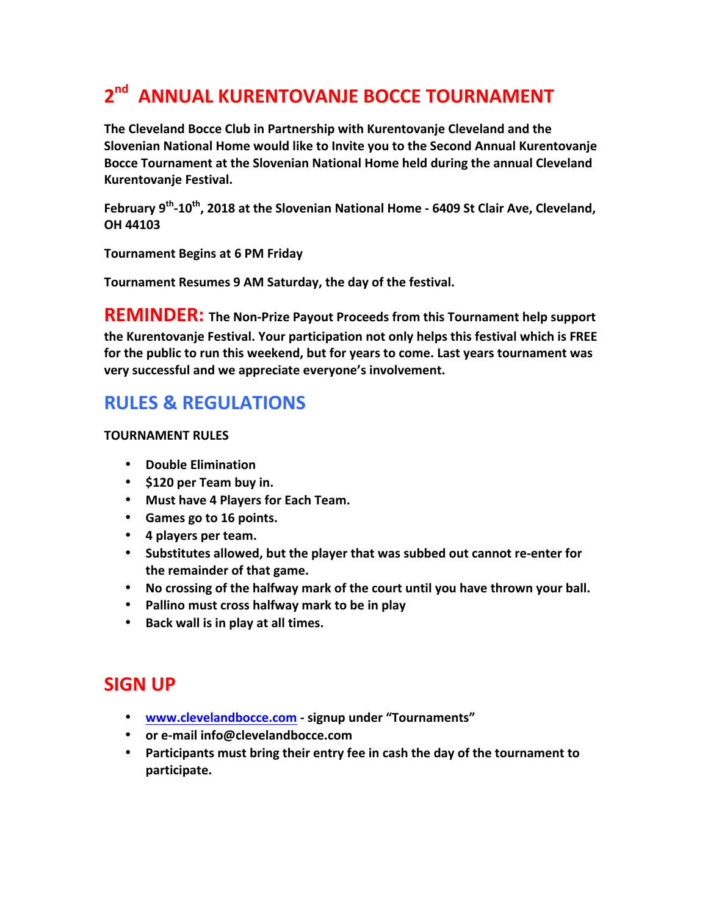# 2nd ANNUAL KURENTOVANJE BOCCE TOURNAMENT

**The Cleveland Bocce Club in Partnership with Kurentovanje Cleveland and the Slovenian National Home would like to Invite you to the Second Annual Kurentovanje Bocce Tournament at the Slovenian National Home held during the annual Cleveland Kurentovanje Festival.**

**February 9th-10th, 2018 at the Slovenian National Home - 6409 St Clair Ave, Cleveland, OH 44103**

**Tournament Begins at 6 PM Friday**

**Tournament Resumes 9 AM Saturday, the day of the festival.**

**REMINDER:** **The Non-Prize Payout Proceeds from this Tournament help support the Kurentovanje Festival. Your participation not only helps this festival which is FREE for the public to run this weekend, but for years to come. Last years tournament was very successful and we appreciate everyone's involvement.**

## RULES & REGULATIONS

**TOURNAMENT RULES**

- **Double Elimination**
- **$120 per Team buy in.**
- **Must have 4 Players for Each Team.**
- **Games go to 16 points.**
- **4 players per team.**
- **Substitutes allowed, but the player that was subbed out cannot re-enter for the remainder of that game.**
- **No crossing of the halfway mark of the court until you have thrown your ball.**
- **Pallino must cross halfway mark to be in play**
- **Back wall is in play at all times.**

## SIGN UP

- **www.clevelandbocce.com - signup under "Tournaments"**
- **or e-mail info@clevelandbocce.com**
- **Participants must bring their entry fee in cash the day of the tournament to participate.**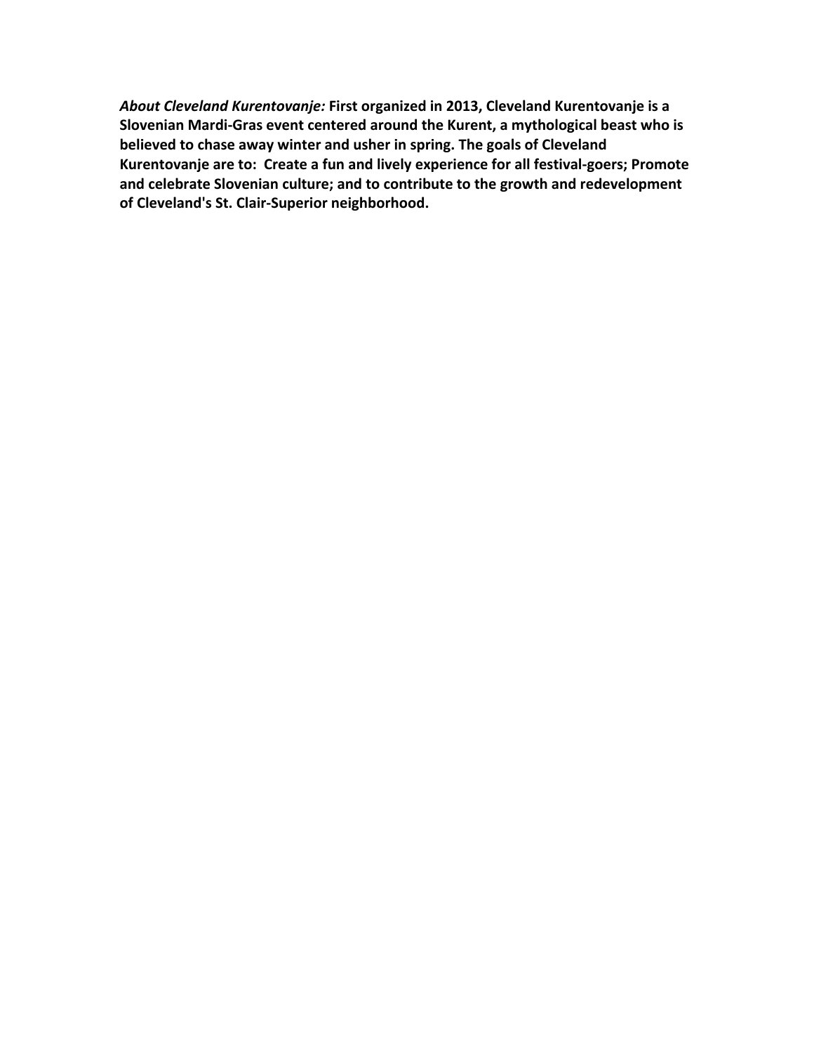***About Cleveland Kurentovanje:*** **First organized in 2013, Cleveland Kurentovanje is a Slovenian Mardi-Gras event centered around the Kurent, a mythological beast who is believed to chase away winter and usher in spring. The goals of Cleveland Kurentovanje are to: Create a fun and lively experience for all festival-goers; Promote and celebrate Slovenian culture; and to contribute to the growth and redevelopment of Cleveland's St. Clair-Superior neighborhood.**